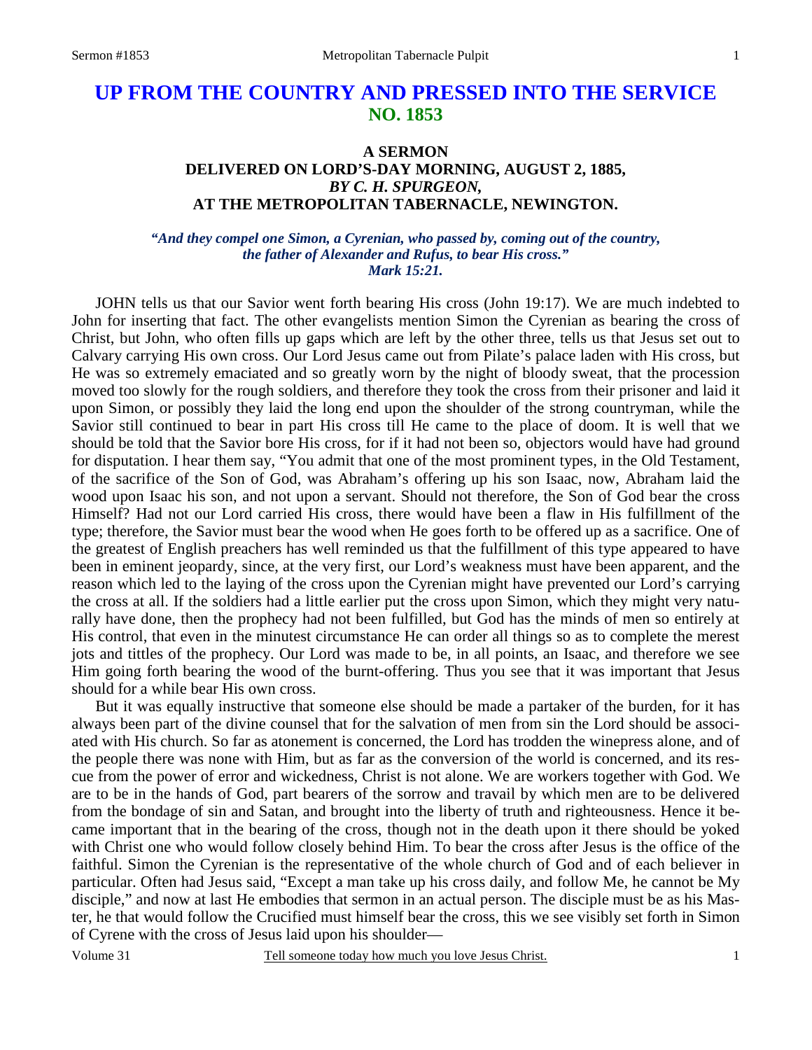# UP FROM THE COUNTRY AND PRESSED INTO THE SERVICE
## NO. 1853

### A SERMON
### DELIVERED ON LORD'S-DAY MORNING, AUGUST 2, 1885,
### *BY C. H. SPURGEON,*
### AT THE METROPOLITAN TABERNACLE, NEWINGTON.

***"And they compel one Simon, a Cyrenian, who passed by, coming out of the country, the father of Alexander and Rufus, to bear His cross."***
***Mark 15:21.***

JOHN tells us that our Savior went forth bearing His cross (John 19:17). We are much indebted to John for inserting that fact. The other evangelists mention Simon the Cyrenian as bearing the cross of Christ, but John, who often fills up gaps which are left by the other three, tells us that Jesus set out to Calvary carrying His own cross. Our Lord Jesus came out from Pilate's palace laden with His cross, but He was so extremely emaciated and so greatly worn by the night of bloody sweat, that the procession moved too slowly for the rough soldiers, and therefore they took the cross from their prisoner and laid it upon Simon, or possibly they laid the long end upon the shoulder of the strong countryman, while the Savior still continued to bear in part His cross till He came to the place of doom. It is well that we should be told that the Savior bore His cross, for if it had not been so, objectors would have had ground for disputation. I hear them say, "You admit that one of the most prominent types, in the Old Testament, of the sacrifice of the Son of God, was Abraham's offering up his son Isaac, now, Abraham laid the wood upon Isaac his son, and not upon a servant. Should not therefore, the Son of God bear the cross Himself? Had not our Lord carried His cross, there would have been a flaw in His fulfillment of the type; therefore, the Savior must bear the wood when He goes forth to be offered up as a sacrifice. One of the greatest of English preachers has well reminded us that the fulfillment of this type appeared to have been in eminent jeopardy, since, at the very first, our Lord's weakness must have been apparent, and the reason which led to the laying of the cross upon the Cyrenian might have prevented our Lord's carrying the cross at all. If the soldiers had a little earlier put the cross upon Simon, which they might very naturally have done, then the prophecy had not been fulfilled, but God has the minds of men so entirely at His control, that even in the minutest circumstance He can order all things so as to complete the merest jots and tittles of the prophecy. Our Lord was made to be, in all points, an Isaac, and therefore we see Him going forth bearing the wood of the burnt-offering. Thus you see that it was important that Jesus should for a while bear His own cross.

But it was equally instructive that someone else should be made a partaker of the burden, for it has always been part of the divine counsel that for the salvation of men from sin the Lord should be associated with His church. So far as atonement is concerned, the Lord has trodden the winepress alone, and of the people there was none with Him, but as far as the conversion of the world is concerned, and its rescue from the power of error and wickedness, Christ is not alone. We are workers together with God. We are to be in the hands of God, part bearers of the sorrow and travail by which men are to be delivered from the bondage of sin and Satan, and brought into the liberty of truth and righteousness. Hence it became important that in the bearing of the cross, though not in the death upon it there should be yoked with Christ one who would follow closely behind Him. To bear the cross after Jesus is the office of the faithful. Simon the Cyrenian is the representative of the whole church of God and of each believer in particular. Often had Jesus said, "Except a man take up his cross daily, and follow Me, he cannot be My disciple," and now at last He embodies that sermon in an actual person. The disciple must be as his Master, he that would follow the Crucified must himself bear the cross, this we see visibly set forth in Simon of Cyrene with the cross of Jesus laid upon his shoulder—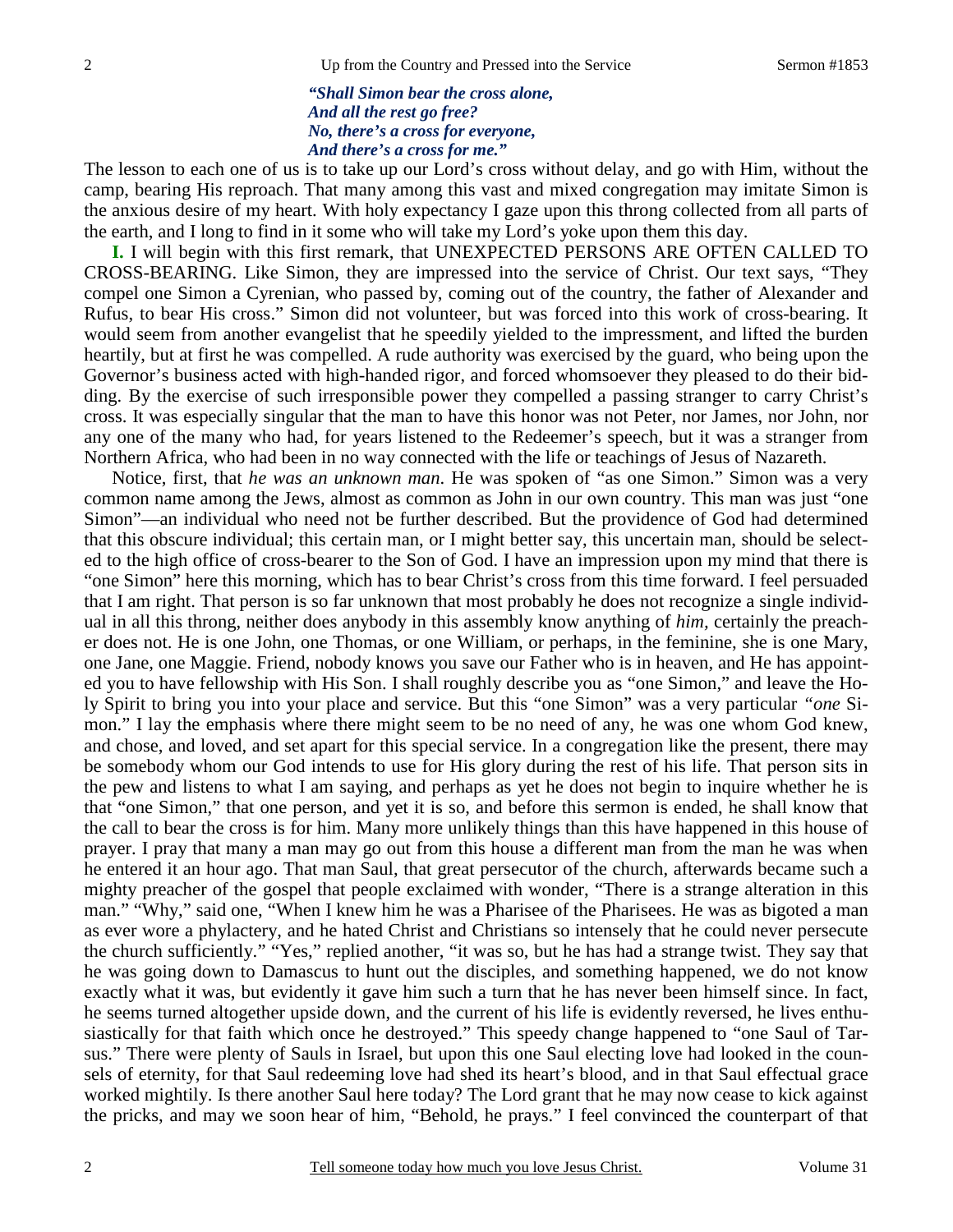*"Shall Simon bear the cross alone,*
*And all the rest go free?*
*No, there's a cross for everyone,*
*And there's a cross for me."*

The lesson to each one of us is to take up our Lord's cross without delay, and go with Him, without the camp, bearing His reproach. That many among this vast and mixed congregation may imitate Simon is the anxious desire of my heart. With holy expectancy I gaze upon this throng collected from all parts of the earth, and I long to find in it some who will take my Lord's yoke upon them this day.

**I.** I will begin with this first remark, that UNEXPECTED PERSONS ARE OFTEN CALLED TO CROSS-BEARING. Like Simon, they are impressed into the service of Christ. Our text says, "They compel one Simon a Cyrenian, who passed by, coming out of the country, the father of Alexander and Rufus, to bear His cross." Simon did not volunteer, but was forced into this work of cross-bearing. It would seem from another evangelist that he speedily yielded to the impressment, and lifted the burden heartily, but at first he was compelled. A rude authority was exercised by the guard, who being upon the Governor's business acted with high-handed rigor, and forced whomsoever they pleased to do their bidding. By the exercise of such irresponsible power they compelled a passing stranger to carry Christ's cross. It was especially singular that the man to have this honor was not Peter, nor James, nor John, nor any one of the many who had, for years listened to the Redeemer's speech, but it was a stranger from Northern Africa, who had been in no way connected with the life or teachings of Jesus of Nazareth.

Notice, first, that *he was an unknown man*. He was spoken of "as one Simon." Simon was a very common name among the Jews, almost as common as John in our own country. This man was just "one Simon"—an individual who need not be further described. But the providence of God had determined that this obscure individual; this certain man, or I might better say, this uncertain man, should be selected to the high office of cross-bearer to the Son of God. I have an impression upon my mind that there is "one Simon" here this morning, which has to bear Christ's cross from this time forward. I feel persuaded that I am right. That person is so far unknown that most probably he does not recognize a single individual in all this throng, neither does anybody in this assembly know anything of *him,* certainly the preacher does not. He is one John, one Thomas, or one William, or perhaps, in the feminine, she is one Mary, one Jane, one Maggie. Friend, nobody knows you save our Father who is in heaven, and He has appointed you to have fellowship with His Son. I shall roughly describe you as "one Simon," and leave the Holy Spirit to bring you into your place and service. But this "one Simon" was a very particular *"one* Simon." I lay the emphasis where there might seem to be no need of any, he was one whom God knew, and chose, and loved, and set apart for this special service. In a congregation like the present, there may be somebody whom our God intends to use for His glory during the rest of his life. That person sits in the pew and listens to what I am saying, and perhaps as yet he does not begin to inquire whether he is that "one Simon," that one person, and yet it is so, and before this sermon is ended, he shall know that the call to bear the cross is for him. Many more unlikely things than this have happened in this house of prayer. I pray that many a man may go out from this house a different man from the man he was when he entered it an hour ago. That man Saul, that great persecutor of the church, afterwards became such a mighty preacher of the gospel that people exclaimed with wonder, "There is a strange alteration in this man." "Why," said one, "When I knew him he was a Pharisee of the Pharisees. He was as bigoted a man as ever wore a phylactery, and he hated Christ and Christians so intensely that he could never persecute the church sufficiently." "Yes," replied another, "it was so, but he has had a strange twist. They say that he was going down to Damascus to hunt out the disciples, and something happened, we do not know exactly what it was, but evidently it gave him such a turn that he has never been himself since. In fact, he seems turned altogether upside down, and the current of his life is evidently reversed, he lives enthusiastically for that faith which once he destroyed." This speedy change happened to "one Saul of Tarsus." There were plenty of Sauls in Israel, but upon this one Saul electing love had looked in the counsels of eternity, for that Saul redeeming love had shed its heart's blood, and in that Saul effectual grace worked mightily. Is there another Saul here today? The Lord grant that he may now cease to kick against the pricks, and may we soon hear of him, "Behold, he prays." I feel convinced the counterpart of that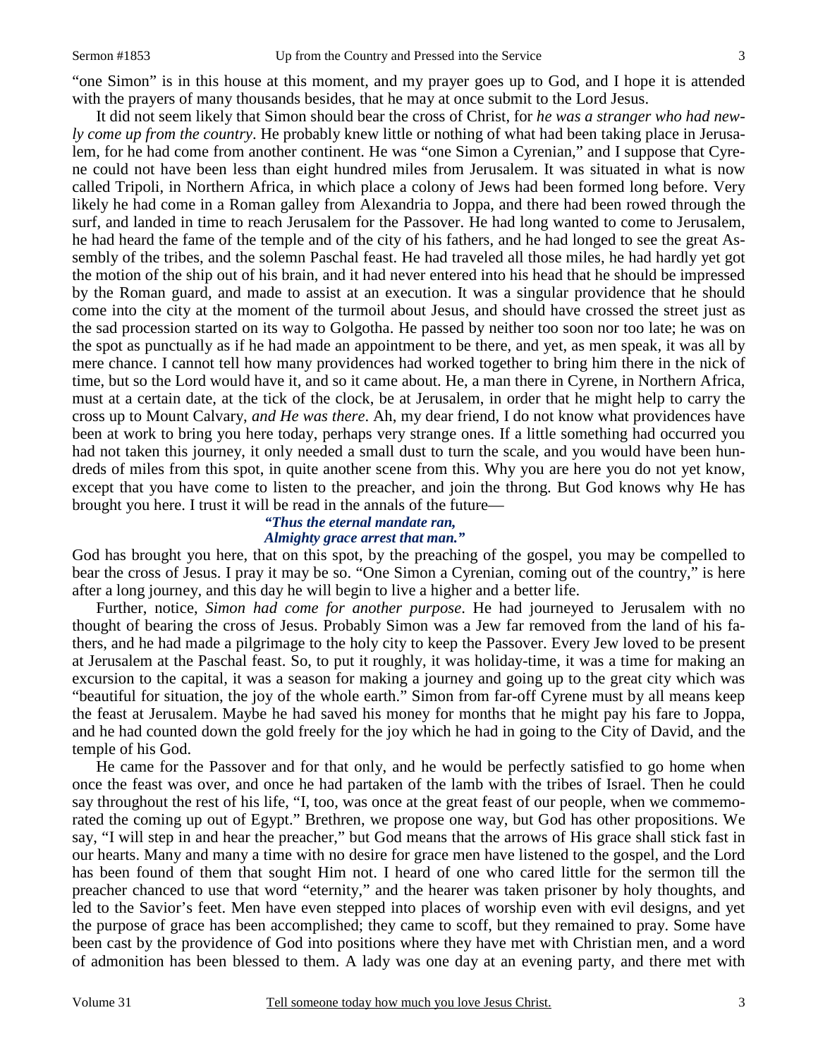"one Simon" is in this house at this moment, and my prayer goes up to God, and I hope it is attended with the prayers of many thousands besides, that he may at once submit to the Lord Jesus.

It did not seem likely that Simon should bear the cross of Christ, for *he was a stranger who had newly come up from the country*. He probably knew little or nothing of what had been taking place in Jerusalem, for he had come from another continent. He was "one Simon a Cyrenian," and I suppose that Cyrene could not have been less than eight hundred miles from Jerusalem. It was situated in what is now called Tripoli, in Northern Africa, in which place a colony of Jews had been formed long before. Very likely he had come in a Roman galley from Alexandria to Joppa, and there had been rowed through the surf, and landed in time to reach Jerusalem for the Passover. He had long wanted to come to Jerusalem, he had heard the fame of the temple and of the city of his fathers, and he had longed to see the great Assembly of the tribes, and the solemn Paschal feast. He had traveled all those miles, he had hardly yet got the motion of the ship out of his brain, and it had never entered into his head that he should be impressed by the Roman guard, and made to assist at an execution. It was a singular providence that he should come into the city at the moment of the turmoil about Jesus, and should have crossed the street just as the sad procession started on its way to Golgotha. He passed by neither too soon nor too late; he was on the spot as punctually as if he had made an appointment to be there, and yet, as men speak, it was all by mere chance. I cannot tell how many providences had worked together to bring him there in the nick of time, but so the Lord would have it, and so it came about. He, a man there in Cyrene, in Northern Africa, must at a certain date, at the tick of the clock, be at Jerusalem, in order that he might help to carry the cross up to Mount Calvary, *and He was there*. Ah, my dear friend, I do not know what providences have been at work to bring you here today, perhaps very strange ones. If a little something had occurred you had not taken this journey, it only needed a small dust to turn the scale, and you would have been hundreds of miles from this spot, in quite another scene from this. Why you are here you do not yet know, except that you have come to listen to the preacher, and join the throng. But God knows why He has brought you here. I trust it will be read in the annals of the future—

> ***"Thus the eternal mandate ran,***
> ***Almighty grace arrest that man."***

God has brought you here, that on this spot, by the preaching of the gospel, you may be compelled to bear the cross of Jesus. I pray it may be so. "One Simon a Cyrenian, coming out of the country," is here after a long journey, and this day he will begin to live a higher and a better life.

Further, notice, *Simon had come for another purpose*. He had journeyed to Jerusalem with no thought of bearing the cross of Jesus. Probably Simon was a Jew far removed from the land of his fathers, and he had made a pilgrimage to the holy city to keep the Passover. Every Jew loved to be present at Jerusalem at the Paschal feast. So, to put it roughly, it was holiday-time, it was a time for making an excursion to the capital, it was a season for making a journey and going up to the great city which was "beautiful for situation, the joy of the whole earth." Simon from far-off Cyrene must by all means keep the feast at Jerusalem. Maybe he had saved his money for months that he might pay his fare to Joppa, and he had counted down the gold freely for the joy which he had in going to the City of David, and the temple of his God.

He came for the Passover and for that only, and he would be perfectly satisfied to go home when once the feast was over, and once he had partaken of the lamb with the tribes of Israel. Then he could say throughout the rest of his life, "I, too, was once at the great feast of our people, when we commemorated the coming up out of Egypt." Brethren, we propose one way, but God has other propositions. We say, "I will step in and hear the preacher," but God means that the arrows of His grace shall stick fast in our hearts. Many and many a time with no desire for grace men have listened to the gospel, and the Lord has been found of them that sought Him not. I heard of one who cared little for the sermon till the preacher chanced to use that word "eternity," and the hearer was taken prisoner by holy thoughts, and led to the Savior's feet. Men have even stepped into places of worship even with evil designs, and yet the purpose of grace has been accomplished; they came to scoff, but they remained to pray. Some have been cast by the providence of God into positions where they have met with Christian men, and a word of admonition has been blessed to them. A lady was one day at an evening party, and there met with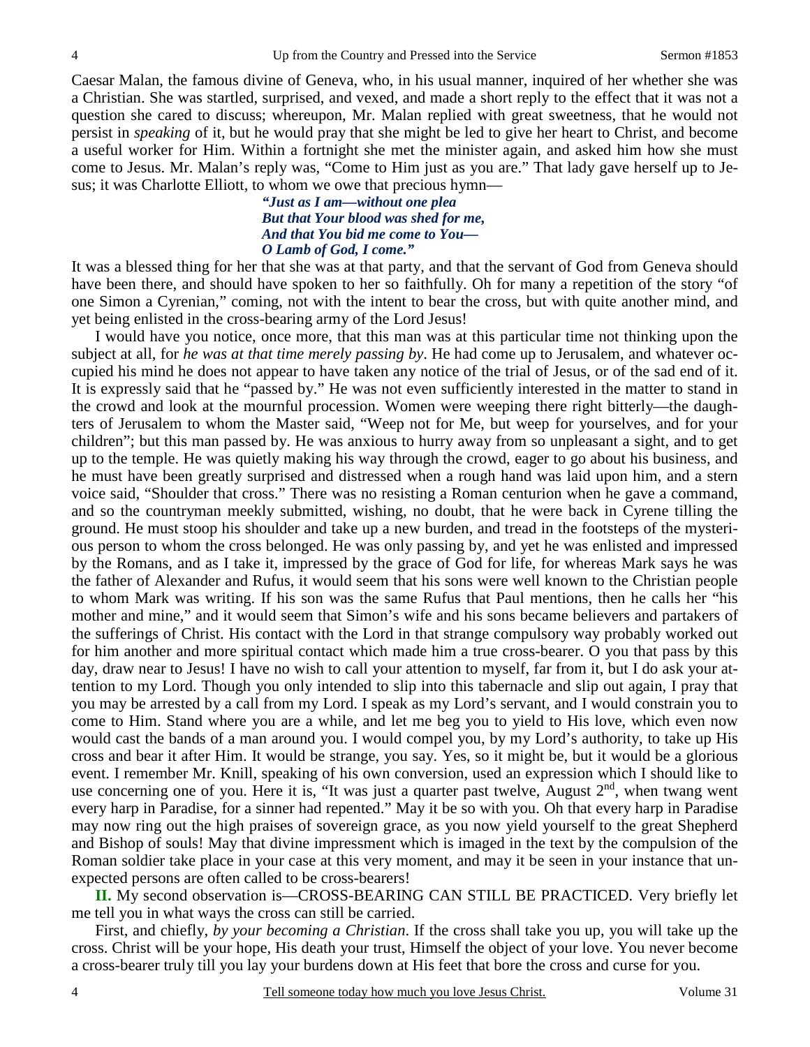Caesar Malan, the famous divine of Geneva, who, in his usual manner, inquired of her whether she was a Christian. She was startled, surprised, and vexed, and made a short reply to the effect that it was not a question she cared to discuss; whereupon, Mr. Malan replied with great sweetness, that he would not persist in *speaking* of it, but he would pray that she might be led to give her heart to Christ, and become a useful worker for Him. Within a fortnight she met the minister again, and asked him how she must come to Jesus. Mr. Malan's reply was, "Come to Him just as you are." That lady gave herself up to Jesus; it was Charlotte Elliott, to whom we owe that precious hymn—

> ***"Just as I am—without one plea***
> ***But that Your blood was shed for me,***
> ***And that You bid me come to You—***
> ***O Lamb of God, I come."***

It was a blessed thing for her that she was at that party, and that the servant of God from Geneva should have been there, and should have spoken to her so faithfully. Oh for many a repetition of the story "of one Simon a Cyrenian," coming, not with the intent to bear the cross, but with quite another mind, and yet being enlisted in the cross-bearing army of the Lord Jesus!

I would have you notice, once more, that this man was at this particular time not thinking upon the subject at all, for *he was at that time merely passing by*. He had come up to Jerusalem, and whatever occupied his mind he does not appear to have taken any notice of the trial of Jesus, or of the sad end of it. It is expressly said that he "passed by." He was not even sufficiently interested in the matter to stand in the crowd and look at the mournful procession. Women were weeping there right bitterly—the daughters of Jerusalem to whom the Master said, "Weep not for Me, but weep for yourselves, and for your children"; but this man passed by. He was anxious to hurry away from so unpleasant a sight, and to get up to the temple. He was quietly making his way through the crowd, eager to go about his business, and he must have been greatly surprised and distressed when a rough hand was laid upon him, and a stern voice said, "Shoulder that cross." There was no resisting a Roman centurion when he gave a command, and so the countryman meekly submitted, wishing, no doubt, that he were back in Cyrene tilling the ground. He must stoop his shoulder and take up a new burden, and tread in the footsteps of the mysterious person to whom the cross belonged. He was only passing by, and yet he was enlisted and impressed by the Romans, and as I take it, impressed by the grace of God for life, for whereas Mark says he was the father of Alexander and Rufus, it would seem that his sons were well known to the Christian people to whom Mark was writing. If his son was the same Rufus that Paul mentions, then he calls her "his mother and mine," and it would seem that Simon's wife and his sons became believers and partakers of the sufferings of Christ. His contact with the Lord in that strange compulsory way probably worked out for him another and more spiritual contact which made him a true cross-bearer. O you that pass by this day, draw near to Jesus! I have no wish to call your attention to myself, far from it, but I do ask your attention to my Lord. Though you only intended to slip into this tabernacle and slip out again, I pray that you may be arrested by a call from my Lord. I speak as my Lord's servant, and I would constrain you to come to Him. Stand where you are a while, and let me beg you to yield to His love, which even now would cast the bands of a man around you. I would compel you, by my Lord's authority, to take up His cross and bear it after Him. It would be strange, you say. Yes, so it might be, but it would be a glorious event. I remember Mr. Knill, speaking of his own conversion, used an expression which I should like to use concerning one of you. Here it is, "It was just a quarter past twelve, August 2nd, when twang went every harp in Paradise, for a sinner had repented." May it be so with you. Oh that every harp in Paradise may now ring out the high praises of sovereign grace, as you now yield yourself to the great Shepherd and Bishop of souls! May that divine impression which is imaged in the text by the compulsion of the Roman soldier take place in your case at this very moment, and may it be seen in your instance that unexpected persons are often called to be cross-bearers!

**II.** My second observation is—CROSS-BEARING CAN STILL BE PRACTICED. Very briefly let me tell you in what ways the cross can still be carried.

First, and chiefly, *by your becoming a Christian*. If the cross shall take you up, you will take up the cross. Christ will be your hope, His death your trust, Himself the object of your love. You never become a cross-bearer truly till you lay your burdens down at His feet that bore the cross and curse for you.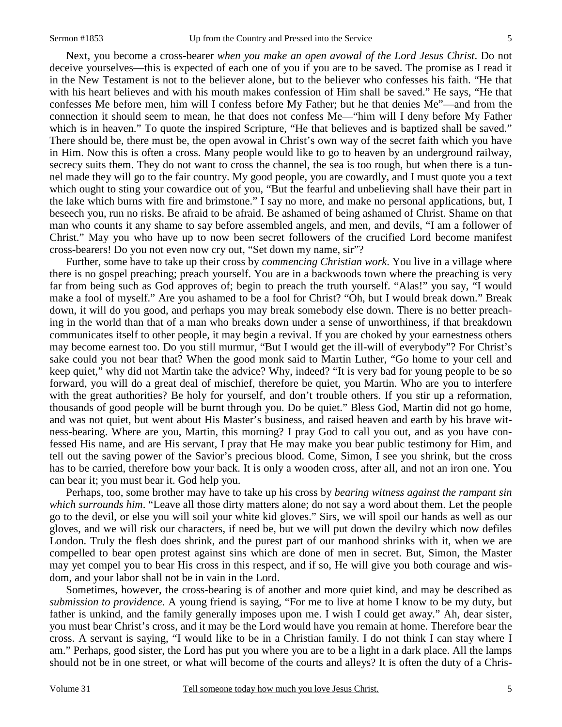Next, you become a cross-bearer *when you make an open avowal of the Lord Jesus Christ*. Do not deceive yourselves—this is expected of each one of you if you are to be saved. The promise as I read it in the New Testament is not to the believer alone, but to the believer who confesses his faith. "He that with his heart believes and with his mouth makes confession of Him shall be saved." He says, "He that confesses Me before men, him will I confess before My Father; but he that denies Me"—and from the connection it should seem to mean, he that does not confess Me—"him will I deny before My Father which is in heaven." To quote the inspired Scripture, "He that believes and is baptized shall be saved." There should be, there must be, the open avowal in Christ's own way of the secret faith which you have in Him. Now this is often a cross. Many people would like to go to heaven by an underground railway, secrecy suits them. They do not want to cross the channel, the sea is too rough, but when there is a tunnel made they will go to the fair country. My good people, you are cowardly, and I must quote you a text which ought to sting your cowardice out of you, "But the fearful and unbelieving shall have their part in the lake which burns with fire and brimstone." I say no more, and make no personal applications, but, I beseech you, run no risks. Be afraid to be afraid. Be ashamed of being ashamed of Christ. Shame on that man who counts it any shame to say before assembled angels, and men, and devils, "I am a follower of Christ." May you who have up to now been secret followers of the crucified Lord become manifest cross-bearers! Do you not even now cry out, "Set down my name, sir"?

Further, some have to take up their cross by *commencing Christian work*. You live in a village where there is no gospel preaching; preach yourself. You are in a backwoods town where the preaching is very far from being such as God approves of; begin to preach the truth yourself. "Alas!" you say, "I would make a fool of myself." Are you ashamed to be a fool for Christ? "Oh, but I would break down." Break down, it will do you good, and perhaps you may break somebody else down. There is no better preaching in the world than that of a man who breaks down under a sense of unworthiness, if that breakdown communicates itself to other people, it may begin a revival. If you are choked by your earnestness others may become earnest too. Do you still murmur, "But I would get the ill-will of everybody"? For Christ's sake could you not bear that? When the good monk said to Martin Luther, "Go home to your cell and keep quiet," why did not Martin take the advice? Why, indeed? "It is very bad for young people to be so forward, you will do a great deal of mischief, therefore be quiet, you Martin. Who are you to interfere with the great authorities? Be holy for yourself, and don't trouble others. If you stir up a reformation, thousands of good people will be burnt through you. Do be quiet." Bless God, Martin did not go home, and was not quiet, but went about His Master's business, and raised heaven and earth by his brave witness-bearing. Where are you, Martin, this morning? I pray God to call you out, and as you have confessed His name, and are His servant, I pray that He may make you bear public testimony for Him, and tell out the saving power of the Savior's precious blood. Come, Simon, I see you shrink, but the cross has to be carried, therefore bow your back. It is only a wooden cross, after all, and not an iron one. You can bear it; you must bear it. God help you.

Perhaps, too, some brother may have to take up his cross by *bearing witness against the rampant sin which surrounds him*. "Leave all those dirty matters alone; do not say a word about them. Let the people go to the devil, or else you will soil your white kid gloves." Sirs, we will spoil our hands as well as our gloves, and we will risk our characters, if need be, but we will put down the devilry which now defiles London. Truly the flesh does shrink, and the purest part of our manhood shrinks with it, when we are compelled to bear open protest against sins which are done of men in secret. But, Simon, the Master may yet compel you to bear His cross in this respect, and if so, He will give you both courage and wisdom, and your labor shall not be in vain in the Lord.

Sometimes, however, the cross-bearing is of another and more quiet kind, and may be described as *submission to providence*. A young friend is saying, "For me to live at home I know to be my duty, but father is unkind, and the family generally imposes upon me. I wish I could get away." Ah, dear sister, you must bear Christ's cross, and it may be the Lord would have you remain at home. Therefore bear the cross. A servant is saying, "I would like to be in a Christian family. I do not think I can stay where I am." Perhaps, good sister, the Lord has put you where you are to be a light in a dark place. All the lamps should not be in one street, or what will become of the courts and alleys? It is often the duty of a Chris-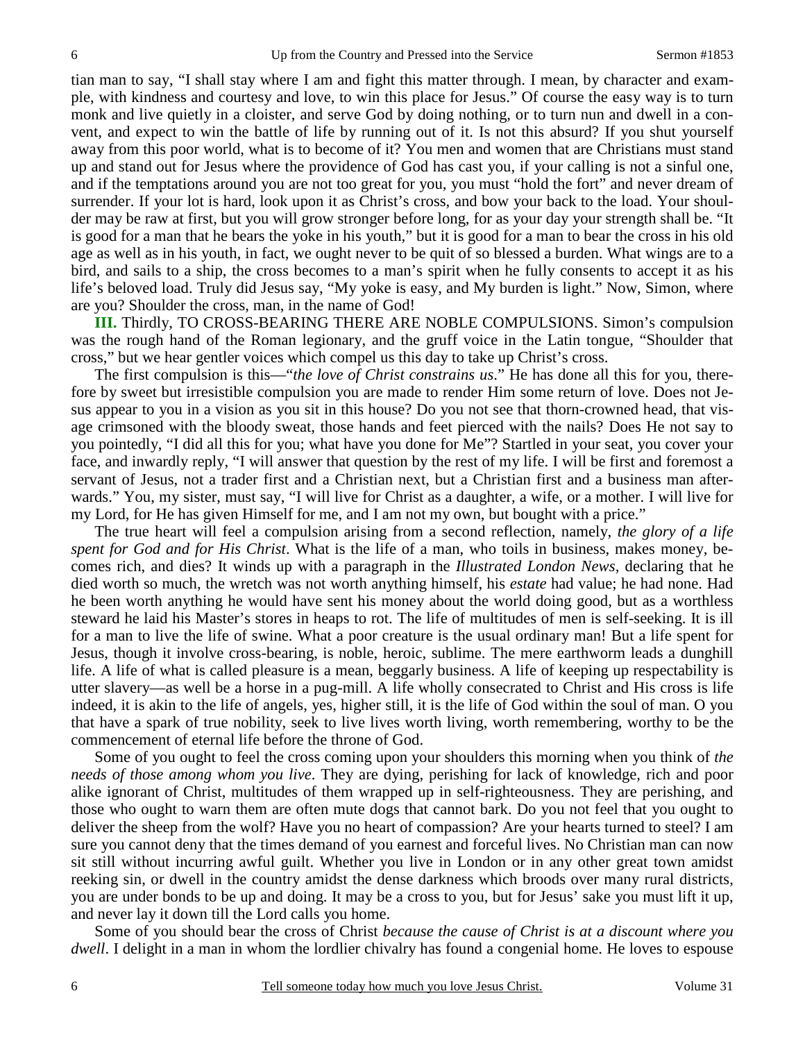tian man to say, "I shall stay where I am and fight this matter through. I mean, by character and example, with kindness and courtesy and love, to win this place for Jesus." Of course the easy way is to turn monk and live quietly in a cloister, and serve God by doing nothing, or to turn nun and dwell in a convent, and expect to win the battle of life by running out of it. Is not this absurd? If you shut yourself away from this poor world, what is to become of it? You men and women that are Christians must stand up and stand out for Jesus where the providence of God has cast you, if your calling is not a sinful one, and if the temptations around you are not too great for you, you must "hold the fort" and never dream of surrender. If your lot is hard, look upon it as Christ's cross, and bow your back to the load. Your shoulder may be raw at first, but you will grow stronger before long, for as your day your strength shall be. "It is good for a man that he bears the yoke in his youth," but it is good for a man to bear the cross in his old age as well as in his youth, in fact, we ought never to be quit of so blessed a burden. What wings are to a bird, and sails to a ship, the cross becomes to a man's spirit when he fully consents to accept it as his life's beloved load. Truly did Jesus say, "My yoke is easy, and My burden is light." Now, Simon, where are you? Shoulder the cross, man, in the name of God!

**III.** Thirdly, TO CROSS-BEARING THERE ARE NOBLE COMPULSIONS. Simon's compulsion was the rough hand of the Roman legionary, and the gruff voice in the Latin tongue, "Shoulder that cross," but we hear gentler voices which compel us this day to take up Christ's cross.

The first compulsion is this—"*the love of Christ constrains us*." He has done all this for you, therefore by sweet but irresistible compulsion you are made to render Him some return of love. Does not Jesus appear to you in a vision as you sit in this house? Do you not see that thorn-crowned head, that visage crimsoned with the bloody sweat, those hands and feet pierced with the nails? Does He not say to you pointedly, "I did all this for you; what have you done for Me"? Startled in your seat, you cover your face, and inwardly reply, "I will answer that question by the rest of my life. I will be first and foremost a servant of Jesus, not a trader first and a Christian next, but a Christian first and a business man afterwards." You, my sister, must say, "I will live for Christ as a daughter, a wife, or a mother. I will live for my Lord, for He has given Himself for me, and I am not my own, but bought with a price."

The true heart will feel a compulsion arising from a second reflection, namely, *the glory of a life spent for God and for His Christ*. What is the life of a man, who toils in business, makes money, becomes rich, and dies? It winds up with a paragraph in the *Illustrated London News*, declaring that he died worth so much, the wretch was not worth anything himself, his *estate* had value; he had none. Had he been worth anything he would have sent his money about the world doing good, but as a worthless steward he laid his Master's stores in heaps to rot. The life of multitudes of men is self-seeking. It is ill for a man to live the life of swine. What a poor creature is the usual ordinary man! But a life spent for Jesus, though it involve cross-bearing, is noble, heroic, sublime. The mere earthworm leads a dunghill life. A life of what is called pleasure is a mean, beggarly business. A life of keeping up respectability is utter slavery—as well be a horse in a pug-mill. A life wholly consecrated to Christ and His cross is life indeed, it is akin to the life of angels, yes, higher still, it is the life of God within the soul of man. O you that have a spark of true nobility, seek to live lives worth living, worth remembering, worthy to be the commencement of eternal life before the throne of God.

Some of you ought to feel the cross coming upon your shoulders this morning when you think of *the needs of those among whom you live*. They are dying, perishing for lack of knowledge, rich and poor alike ignorant of Christ, multitudes of them wrapped up in self-righteousness. They are perishing, and those who ought to warn them are often mute dogs that cannot bark. Do you not feel that you ought to deliver the sheep from the wolf? Have you no heart of compassion? Are your hearts turned to steel? I am sure you cannot deny that the times demand of you earnest and forceful lives. No Christian man can now sit still without incurring awful guilt. Whether you live in London or in any other great town amidst reeking sin, or dwell in the country amidst the dense darkness which broods over many rural districts, you are under bonds to be up and doing. It may be a cross to you, but for Jesus' sake you must lift it up, and never lay it down till the Lord calls you home.

Some of you should bear the cross of Christ *because the cause of Christ is at a discount where you dwell*. I delight in a man in whom the lordlier chivalry has found a congenial home. He loves to espouse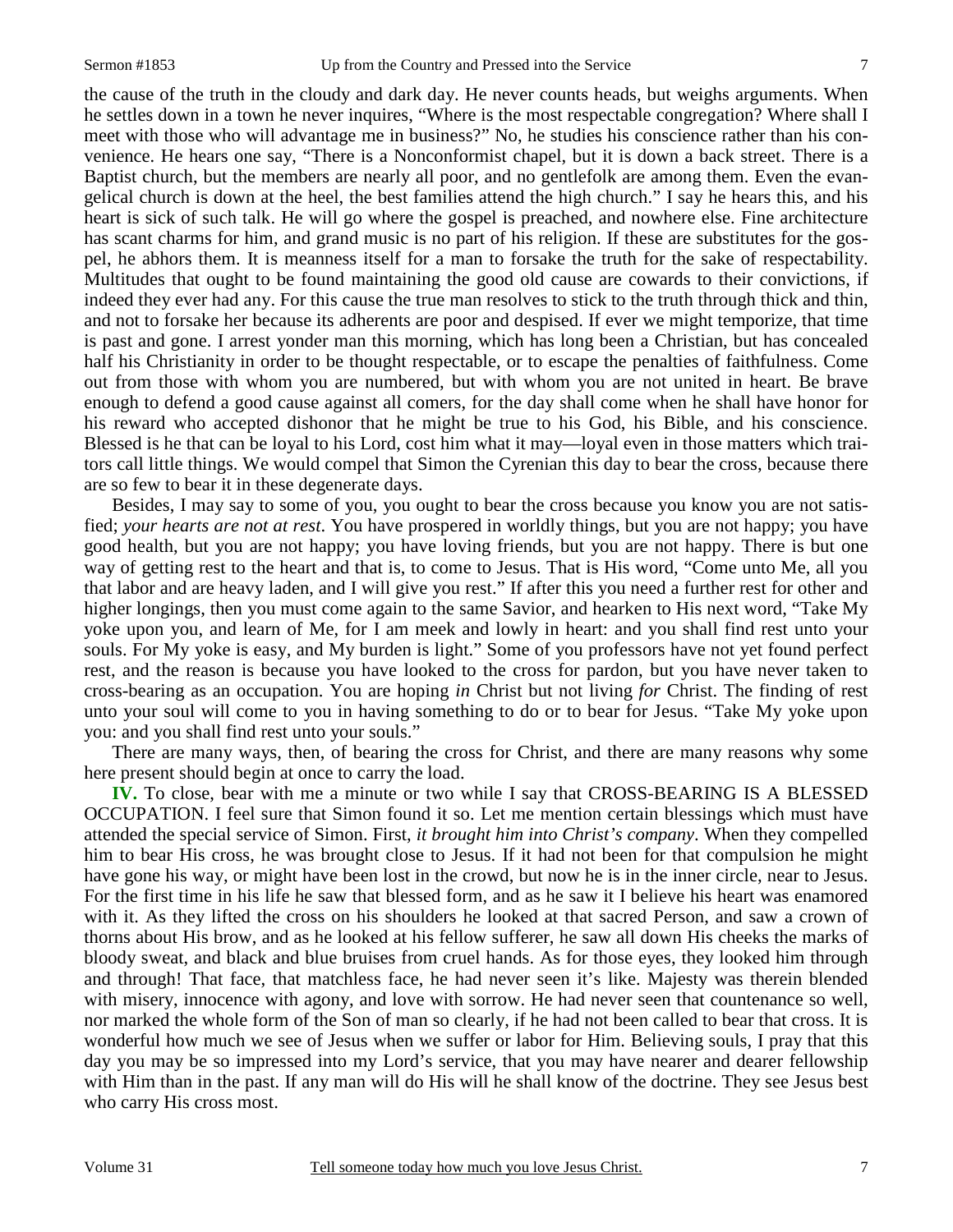the cause of the truth in the cloudy and dark day. He never counts heads, but weighs arguments. When he settles down in a town he never inquires, "Where is the most respectable congregation? Where shall I meet with those who will advantage me in business?" No, he studies his conscience rather than his convenience. He hears one say, "There is a Nonconformist chapel, but it is down a back street. There is a Baptist church, but the members are nearly all poor, and no gentlefolk are among them. Even the evangelical church is down at the heel, the best families attend the high church." I say he hears this, and his heart is sick of such talk. He will go where the gospel is preached, and nowhere else. Fine architecture has scant charms for him, and grand music is no part of his religion. If these are substitutes for the gospel, he abhors them. It is meanness itself for a man to forsake the truth for the sake of respectability. Multitudes that ought to be found maintaining the good old cause are cowards to their convictions, if indeed they ever had any. For this cause the true man resolves to stick to the truth through thick and thin, and not to forsake her because its adherents are poor and despised. If ever we might temporize, that time is past and gone. I arrest yonder man this morning, which has long been a Christian, but has concealed half his Christianity in order to be thought respectable, or to escape the penalties of faithfulness. Come out from those with whom you are numbered, but with whom you are not united in heart. Be brave enough to defend a good cause against all comers, for the day shall come when he shall have honor for his reward who accepted dishonor that he might be true to his God, his Bible, and his conscience. Blessed is he that can be loyal to his Lord, cost him what it may—loyal even in those matters which traitors call little things. We would compel that Simon the Cyrenian this day to bear the cross, because there are so few to bear it in these degenerate days.

Besides, I may say to some of you, you ought to bear the cross because you know you are not satisfied; *your hearts are not at rest*. You have prospered in worldly things, but you are not happy; you have good health, but you are not happy; you have loving friends, but you are not happy. There is but one way of getting rest to the heart and that is, to come to Jesus. That is His word, "Come unto Me, all you that labor and are heavy laden, and I will give you rest." If after this you need a further rest for other and higher longings, then you must come again to the same Savior, and hearken to His next word, "Take My yoke upon you, and learn of Me, for I am meek and lowly in heart: and you shall find rest unto your souls. For My yoke is easy, and My burden is light." Some of you professors have not yet found perfect rest, and the reason is because you have looked to the cross for pardon, but you have never taken to cross-bearing as an occupation. You are hoping *in* Christ but not living *for* Christ. The finding of rest unto your soul will come to you in having something to do or to bear for Jesus. "Take My yoke upon you: and you shall find rest unto your souls."

There are many ways, then, of bearing the cross for Christ, and there are many reasons why some here present should begin at once to carry the load.

**IV.** To close, bear with me a minute or two while I say that CROSS-BEARING IS A BLESSED OCCUPATION. I feel sure that Simon found it so. Let me mention certain blessings which must have attended the special service of Simon. First, *it brought him into Christ's company*. When they compelled him to bear His cross, he was brought close to Jesus. If it had not been for that compulsion he might have gone his way, or might have been lost in the crowd, but now he is in the inner circle, near to Jesus. For the first time in his life he saw that blessed form, and as he saw it I believe his heart was enamored with it. As they lifted the cross on his shoulders he looked at that sacred Person, and saw a crown of thorns about His brow, and as he looked at his fellow sufferer, he saw all down His cheeks the marks of bloody sweat, and black and blue bruises from cruel hands. As for those eyes, they looked him through and through! That face, that matchless face, he had never seen it's like. Majesty was therein blended with misery, innocence with agony, and love with sorrow. He had never seen that countenance so well, nor marked the whole form of the Son of man so clearly, if he had not been called to bear that cross. It is wonderful how much we see of Jesus when we suffer or labor for Him. Believing souls, I pray that this day you may be so impressed into my Lord's service, that you may have nearer and dearer fellowship with Him than in the past. If any man will do His will he shall know of the doctrine. They see Jesus best who carry His cross most.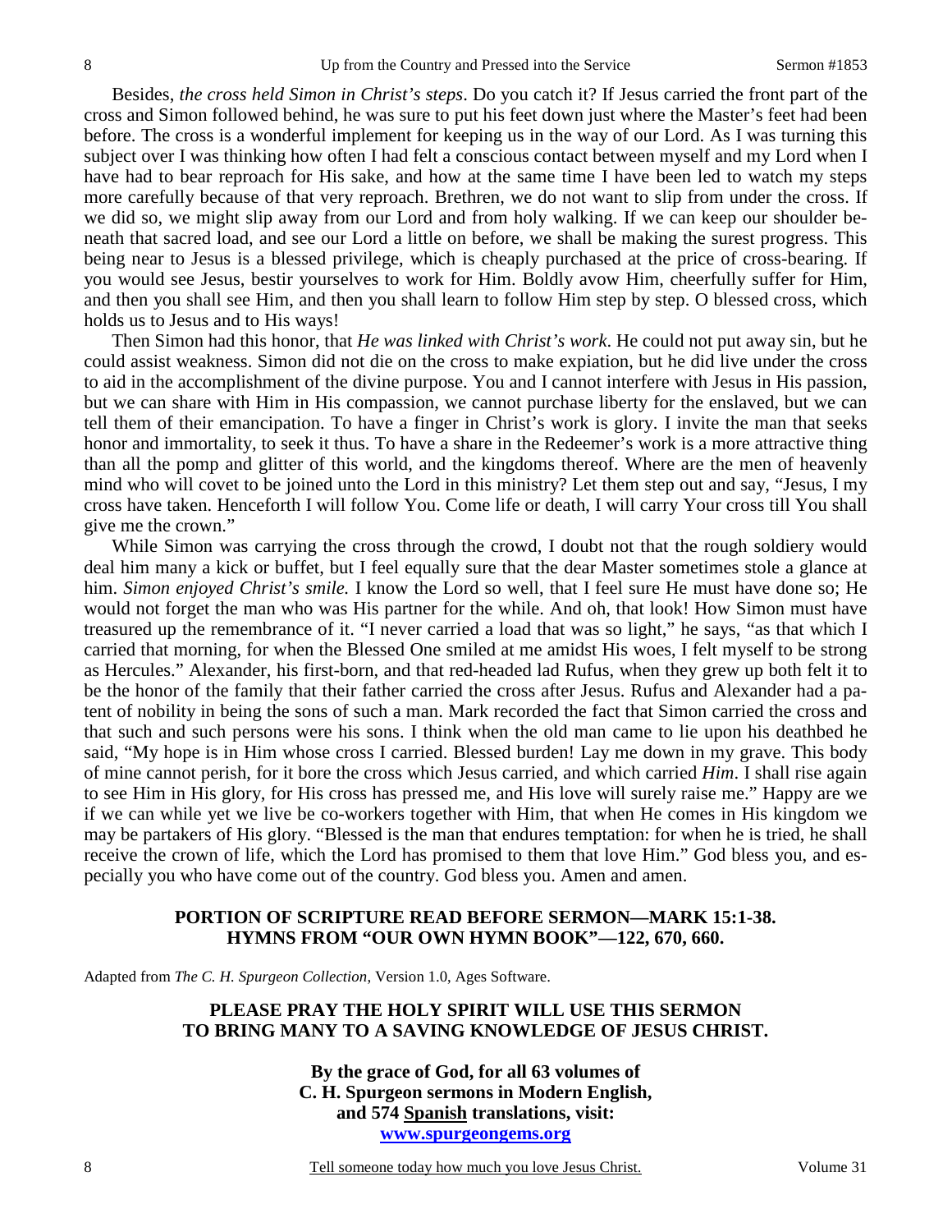Besides, *the cross held Simon in Christ's steps*. Do you catch it? If Jesus carried the front part of the cross and Simon followed behind, he was sure to put his feet down just where the Master's feet had been before. The cross is a wonderful implement for keeping us in the way of our Lord. As I was turning this subject over I was thinking how often I had felt a conscious contact between myself and my Lord when I have had to bear reproach for His sake, and how at the same time I have been led to watch my steps more carefully because of that very reproach. Brethren, we do not want to slip from under the cross. If we did so, we might slip away from our Lord and from holy walking. If we can keep our shoulder beneath that sacred load, and see our Lord a little on before, we shall be making the surest progress. This being near to Jesus is a blessed privilege, which is cheaply purchased at the price of cross-bearing. If you would see Jesus, bestir yourselves to work for Him. Boldly avow Him, cheerfully suffer for Him, and then you shall see Him, and then you shall learn to follow Him step by step. O blessed cross, which holds us to Jesus and to His ways!

Then Simon had this honor, that *He was linked with Christ's work*. He could not put away sin, but he could assist weakness. Simon did not die on the cross to make expiation, but he did live under the cross to aid in the accomplishment of the divine purpose. You and I cannot interfere with Jesus in His passion, but we can share with Him in His compassion, we cannot purchase liberty for the enslaved, but we can tell them of their emancipation. To have a finger in Christ's work is glory. I invite the man that seeks honor and immortality, to seek it thus. To have a share in the Redeemer's work is a more attractive thing than all the pomp and glitter of this world, and the kingdoms thereof. Where are the men of heavenly mind who will covet to be joined unto the Lord in this ministry? Let them step out and say, "Jesus, I my cross have taken. Henceforth I will follow You. Come life or death, I will carry Your cross till You shall give me the crown."

While Simon was carrying the cross through the crowd, I doubt not that the rough soldiery would deal him many a kick or buffet, but I feel equally sure that the dear Master sometimes stole a glance at him. *Simon enjoyed Christ's smile.* I know the Lord so well, that I feel sure He must have done so; He would not forget the man who was His partner for the while. And oh, that look! How Simon must have treasured up the remembrance of it. "I never carried a load that was so light," he says, "as that which I carried that morning, for when the Blessed One smiled at me amidst His woes, I felt myself to be strong as Hercules." Alexander, his first-born, and that red-headed lad Rufus, when they grew up both felt it to be the honor of the family that their father carried the cross after Jesus. Rufus and Alexander had a patent of nobility in being the sons of such a man. Mark recorded the fact that Simon carried the cross and that such and such persons were his sons. I think when the old man came to lie upon his deathbed he said, "My hope is in Him whose cross I carried. Blessed burden! Lay me down in my grave. This body of mine cannot perish, for it bore the cross which Jesus carried, and which carried *Him*. I shall rise again to see Him in His glory, for His cross has pressed me, and His love will surely raise me." Happy are we if we can while yet we live be co-workers together with Him, that when He comes in His kingdom we may be partakers of His glory. "Blessed is the man that endures temptation: for when he is tried, he shall receive the crown of life, which the Lord has promised to them that love Him." God bless you, and especially you who have come out of the country. God bless you. Amen and amen.

**PORTION OF SCRIPTURE READ BEFORE SERMON—MARK 15:1-38.**
**HYMNS FROM "OUR OWN HYMN BOOK"—122, 670, 660.**

Adapted from *The C. H. Spurgeon Collection*, Version 1.0, Ages Software.

**PLEASE PRAY THE HOLY SPIRIT WILL USE THIS SERMON TO BRING MANY TO A SAVING KNOWLEDGE OF JESUS CHRIST.**

**By the grace of God, for all 63 volumes of C. H. Spurgeon sermons in Modern English, and 574 Spanish translations, visit: www.spurgeongems.org**

Tell someone today how much you love Jesus Christ.